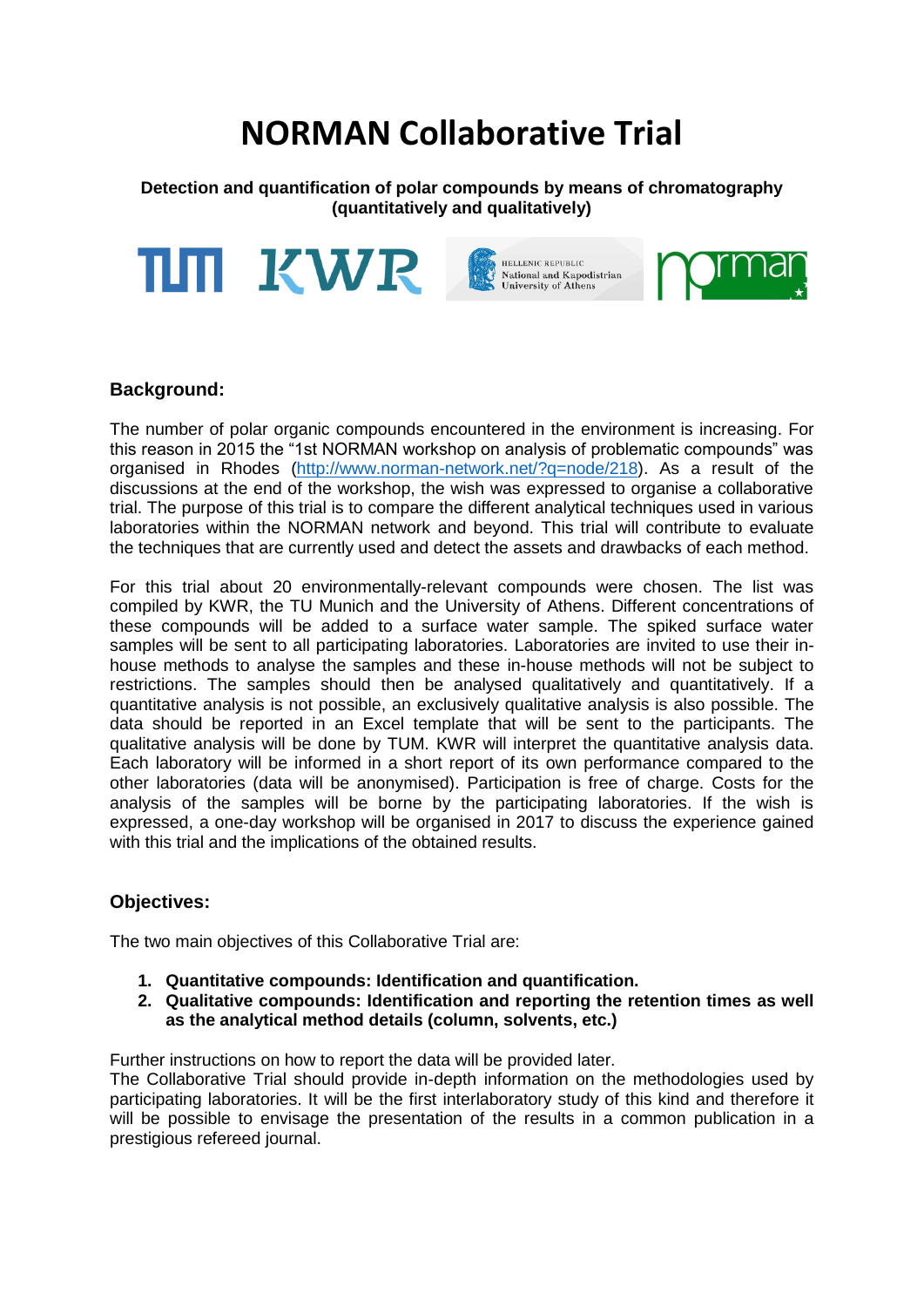# NORMAN Collaborative Trial

**Detection and quantification of polar compounds by means of chromatography (quantitatively and qualitatively)**

## Background:

The number of polar organic compounds encountered in the environment is increasing. For this reason in 2015 the "1st NORMAN workshop on analysis of problematic compounds" was organised in Rhodes (http://www.norman-network.net/?q=node/218). As a result of the discussions at the end of the workshop, the wish was expressed to organise a collaborative trial. The purpose of this trial is to compare the different analytical techniques used in various laboratories within the NORMAN network and beyond. This trial will contribute to evaluate the techniques that are currently used and detect the assets and drawbacks of each method.

For this trial about 20 environmentally-relevant compounds were chosen. The list was compiled by KWR, the TU Munich and the University of Athens. Different concentrations of these compounds will be added to a surface water sample. The spiked surface water samples will be sent to all participating laboratories. Laboratories are invited to use their in-house methods to analyse the samples and these in-house methods will not be subject to restrictions. The samples should then be analysed qualitatively and quantitatively. If a quantitative analysis is not possible, an exclusively qualitative analysis is also possible. The data should be reported in an Excel template that will be sent to the participants. The qualitative analysis will be done by TUM. KWR will interpret the quantitative analysis data. Each laboratory will be informed in a short report of its own performance compared to the other laboratories (data will be anonymised). Participation is free of charge. Costs for the analysis of the samples will be borne by the participating laboratories. If the wish is expressed, a one-day workshop will be organised in 2017 to discuss the experience gained with this trial and the implications of the obtained results.

## Objectives:

The two main objectives of this Collaborative Trial are:

1. **Quantitative compounds: Identification and quantification.**
2. **Qualitative compounds: Identification and reporting the retention times as well as the analytical method details (column, solvents, etc.)**

Further instructions on how to report the data will be provided later.
The Collaborative Trial should provide in-depth information on the methodologies used by participating laboratories. It will be the first interlaboratory study of this kind and therefore it will be possible to envisage the presentation of the results in a common publication in a prestigious refereed journal.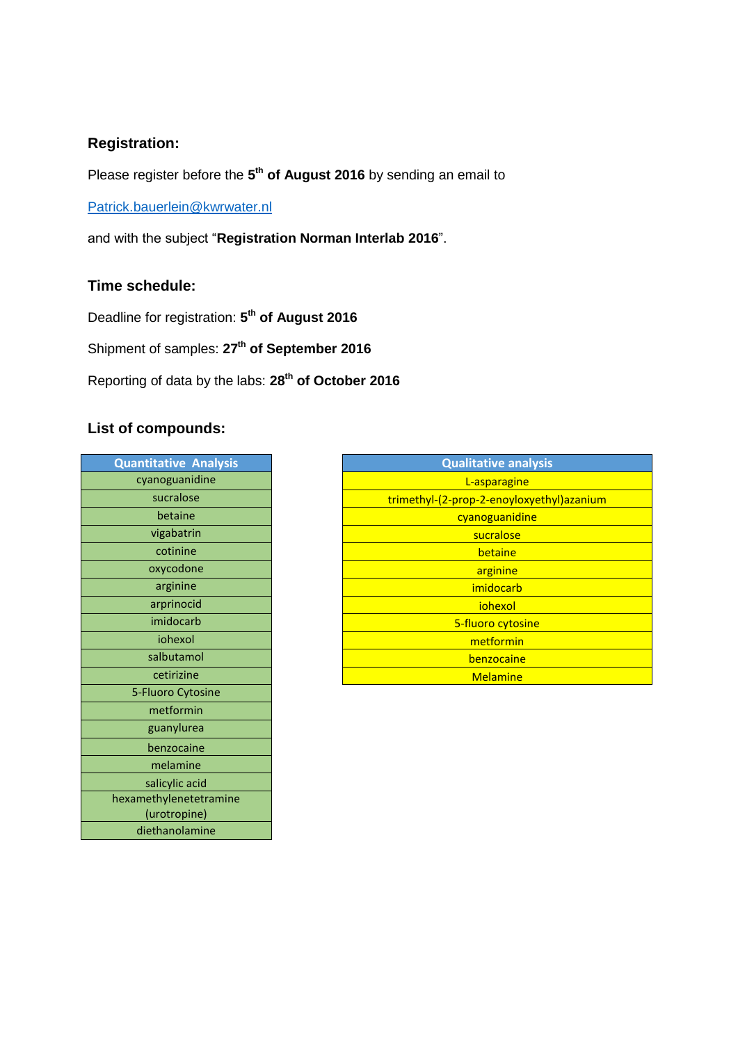**Registration:**

Please register before the **5th of August 2016** by sending an email to

Patrick.bauerlein@kwrwater.nl

and with the subject "**Registration Norman Interlab 2016**".

**Time schedule:**

Deadline for registration: **5th of August 2016**

Shipment of samples: **27th of September 2016**

Reporting of data by the labs: **28th of October 2016**

**List of compounds:**

| Quantitative Analysis |
|---|
| cyanoguanidine |
| sucralose |
| betaine |
| vigabatrin |
| cotinine |
| oxycodone |
| arginine |
| arprinocid |
| imidocarb |
| iohexol |
| salbutamol |
| cetirizine |
| 5-Fluoro Cytosine |
| metformin |
| guanylurea |
| benzocaine |
| melamine |
| salicylic acid |
| hexamethylenetetramine (urotropine) |
| diethanolamine |

| Qualitative analysis |
|---|
| L-asparagine |
| trimethyl-(2-prop-2-enoyloxyethyl)azanium |
| cyanoguanidine |
| sucralose |
| betaine |
| arginine |
| imidocarb |
| iohexol |
| 5-fluoro cytosine |
| metformin |
| benzocaine |
| Melamine |